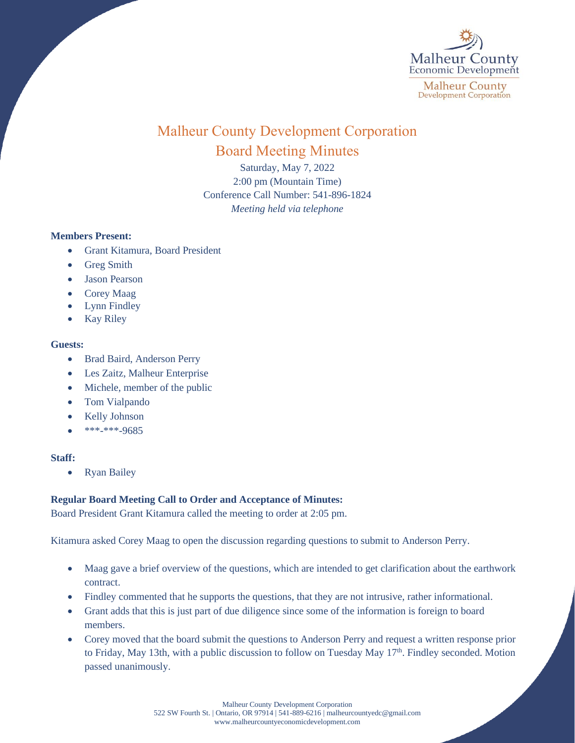# Malheur County Development Corporation

## Board Meeting Minutes

Saturday, May 7, 2022
2:00 pm (Mountain Time)
Conference Call Number: 541-896-1824
*Meeting held via telephone*

**Members Present:**

- Grant Kitamura, Board President
- Greg Smith
- Jason Pearson
- Corey Maag
- Lynn Findley
- Kay Riley

**Guests:**

- Brad Baird, Anderson Perry
- Les Zaitz, Malheur Enterprise
- Michele, member of the public
- Tom Vialpando
- Kelly Johnson
- ***-***-9685

**Staff:**

- Ryan Bailey

**Regular Board Meeting Call to Order and Acceptance of Minutes:**

Board President Grant Kitamura called the meeting to order at 2:05 pm.

Kitamura asked Corey Maag to open the discussion regarding questions to submit to Anderson Perry.

- Maag gave a brief overview of the questions, which are intended to get clarification about the earthwork contract.
- Findley commented that he supports the questions, that they are not intrusive, rather informational.
- Grant adds that this is just part of due diligence since some of the information is foreign to board members.
- Corey moved that the board submit the questions to Anderson Perry and request a written response prior to Friday, May 13th, with a public discussion to follow on Tuesday May 17th. Findley seconded. Motion passed unanimously.

Malheur County Development Corporation
522 SW Fourth St. | Ontario, OR 97914 | 541-889-6216 | malheurcountyedc@gmail.com
www.malheurcountyeconomicdevelopment.com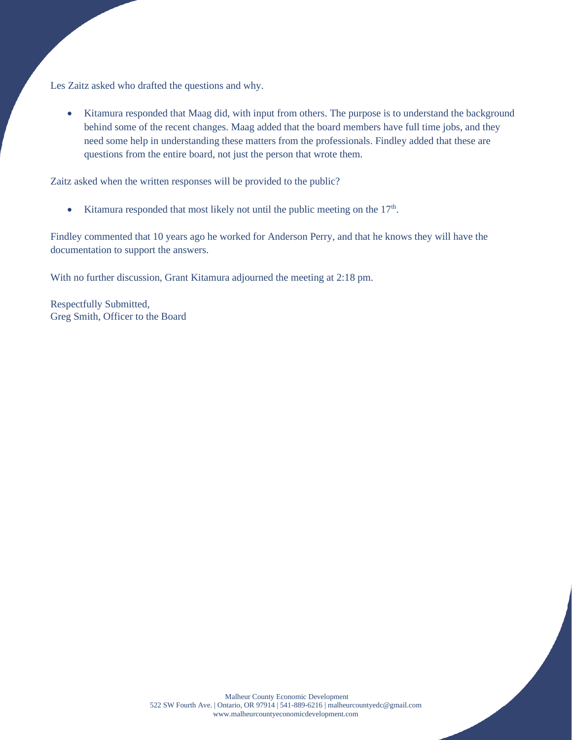Les Zaitz asked who drafted the questions and why.

- Kitamura responded that Maag did, with input from others. The purpose is to understand the background behind some of the recent changes. Maag added that the board members have full time jobs, and they need some help in understanding these matters from the professionals. Findley added that these are questions from the entire board, not just the person that wrote them.

Zaitz asked when the written responses will be provided to the public?

- Kitamura responded that most likely not until the public meeting on the 17th.

Findley commented that 10 years ago he worked for Anderson Perry, and that he knows they will have the documentation to support the answers.

With no further discussion, Grant Kitamura adjourned the meeting at 2:18 pm.

Respectfully Submitted,
Greg Smith, Officer to the Board